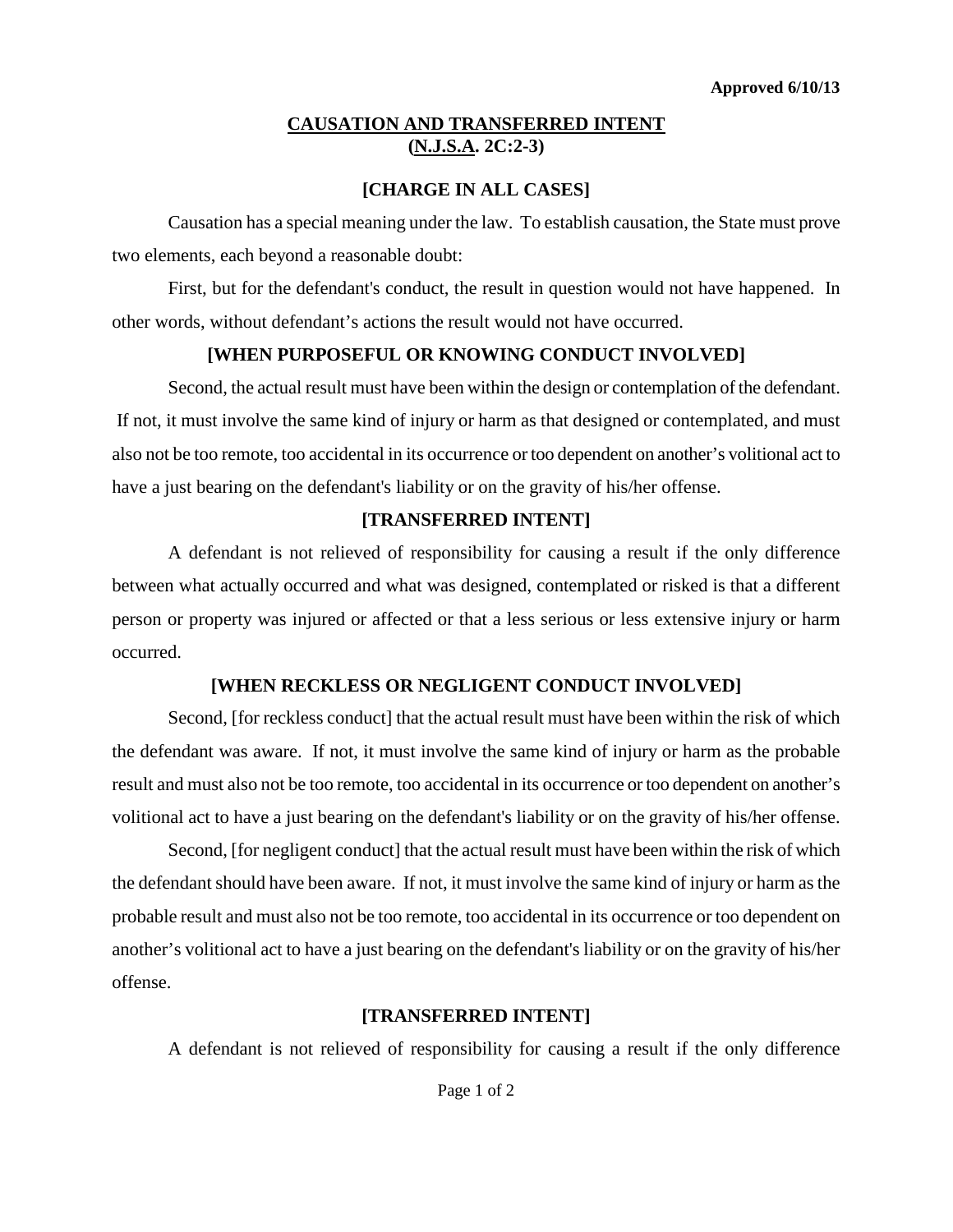**Approved 6/10/13**

# CAUSATION AND TRANSFERRED INTENT (N.J.S.A. 2C:2-3)

### [CHARGE IN ALL CASES]

Causation has a special meaning under the law. To establish causation, the State must prove two elements, each beyond a reasonable doubt:

First, but for the defendant's conduct, the result in question would not have happened. In other words, without defendant's actions the result would not have occurred.

### [WHEN PURPOSEFUL OR KNOWING CONDUCT INVOLVED]

Second, the actual result must have been within the design or contemplation of the defendant. If not, it must involve the same kind of injury or harm as that designed or contemplated, and must also not be too remote, too accidental in its occurrence or too dependent on another's volitional act to have a just bearing on the defendant's liability or on the gravity of his/her offense.

### [TRANSFERRED INTENT]

A defendant is not relieved of responsibility for causing a result if the only difference between what actually occurred and what was designed, contemplated or risked is that a different person or property was injured or affected or that a less serious or less extensive injury or harm occurred.

### [WHEN RECKLESS OR NEGLIGENT CONDUCT INVOLVED]

Second, [for reckless conduct] that the actual result must have been within the risk of which the defendant was aware. If not, it must involve the same kind of injury or harm as the probable result and must also not be too remote, too accidental in its occurrence or too dependent on another's volitional act to have a just bearing on the defendant's liability or on the gravity of his/her offense.

Second, [for negligent conduct] that the actual result must have been within the risk of which the defendant should have been aware. If not, it must involve the same kind of injury or harm as the probable result and must also not be too remote, too accidental in its occurrence or too dependent on another's volitional act to have a just bearing on the defendant's liability or on the gravity of his/her offense.

### [TRANSFERRED INTENT]

A defendant is not relieved of responsibility for causing a result if the only difference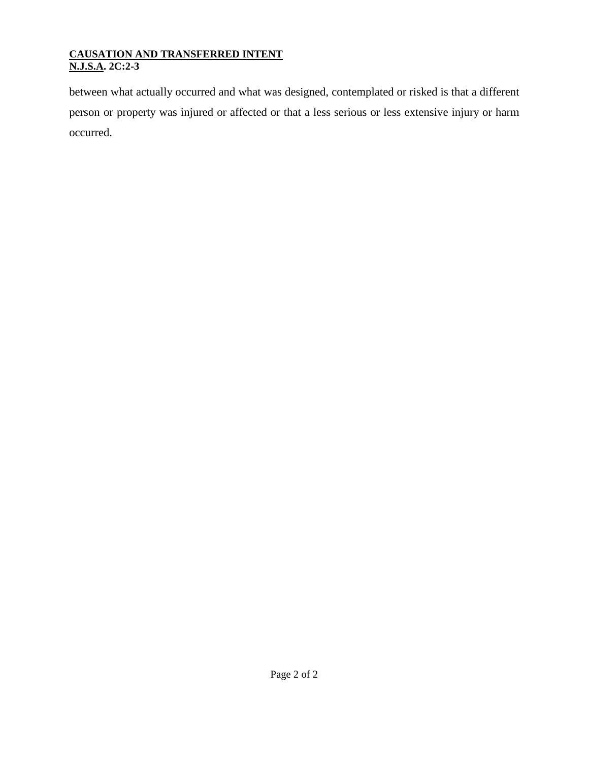between what actually occurred and what was designed, contemplated or risked is that a different person or property was injured or affected or that a less serious or less extensive injury or harm occurred.